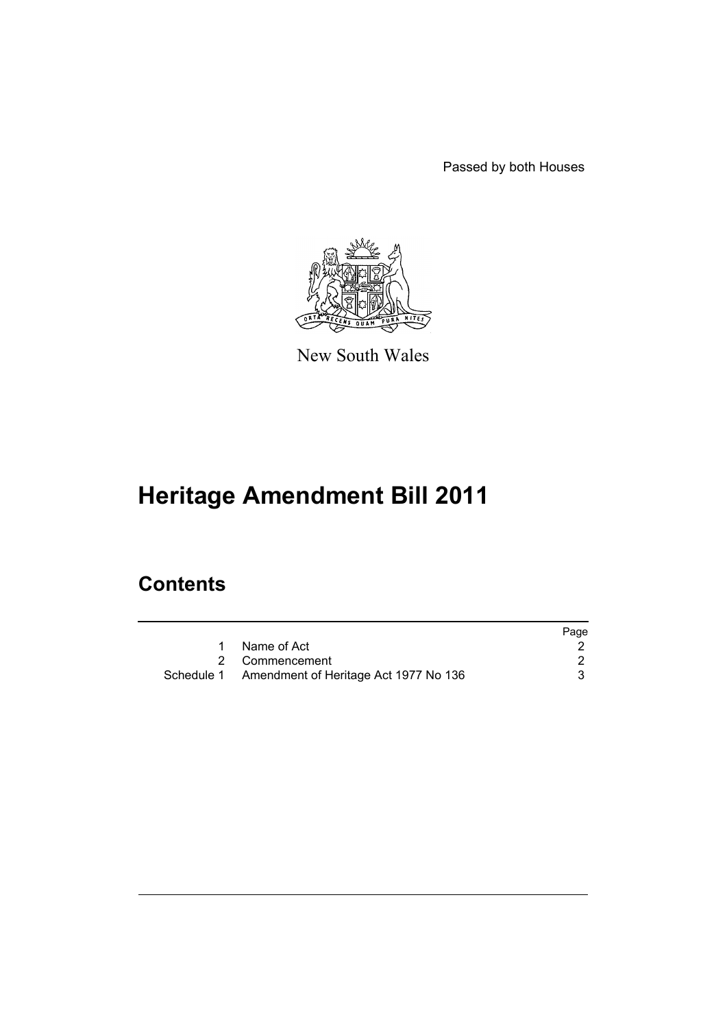Passed by both Houses

New South Wales

# Heritage Amendment Bill 2011

## Contents

| | | Page |
|---|---|---|
| 1 | Name of Act | 2 |
| 2 | Commencement | 2 |
| Schedule 1 | Amendment of Heritage Act 1977 No 136 | 3 |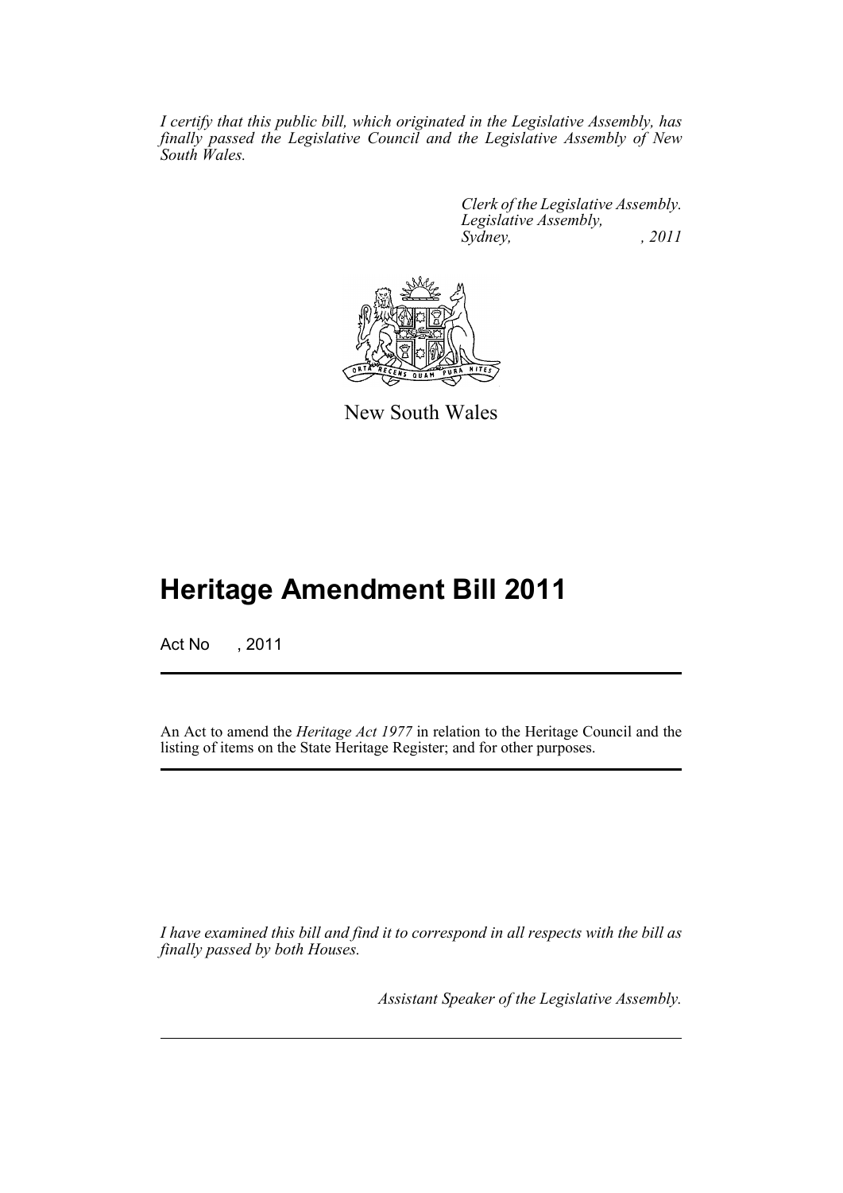*I certify that this public bill, which originated in the Legislative Assembly, has finally passed the Legislative Council and the Legislative Assembly of New South Wales.*

*Clerk of the Legislative Assembly.*
*Legislative Assembly,*
*Sydney, , 2011*

New South Wales

# Heritage Amendment Bill 2011

Act No , 2011

An Act to amend the *Heritage Act 1977* in relation to the Heritage Council and the listing of items on the State Heritage Register; and for other purposes.

*I have examined this bill and find it to correspond in all respects with the bill as finally passed by both Houses.*

*Assistant Speaker of the Legislative Assembly.*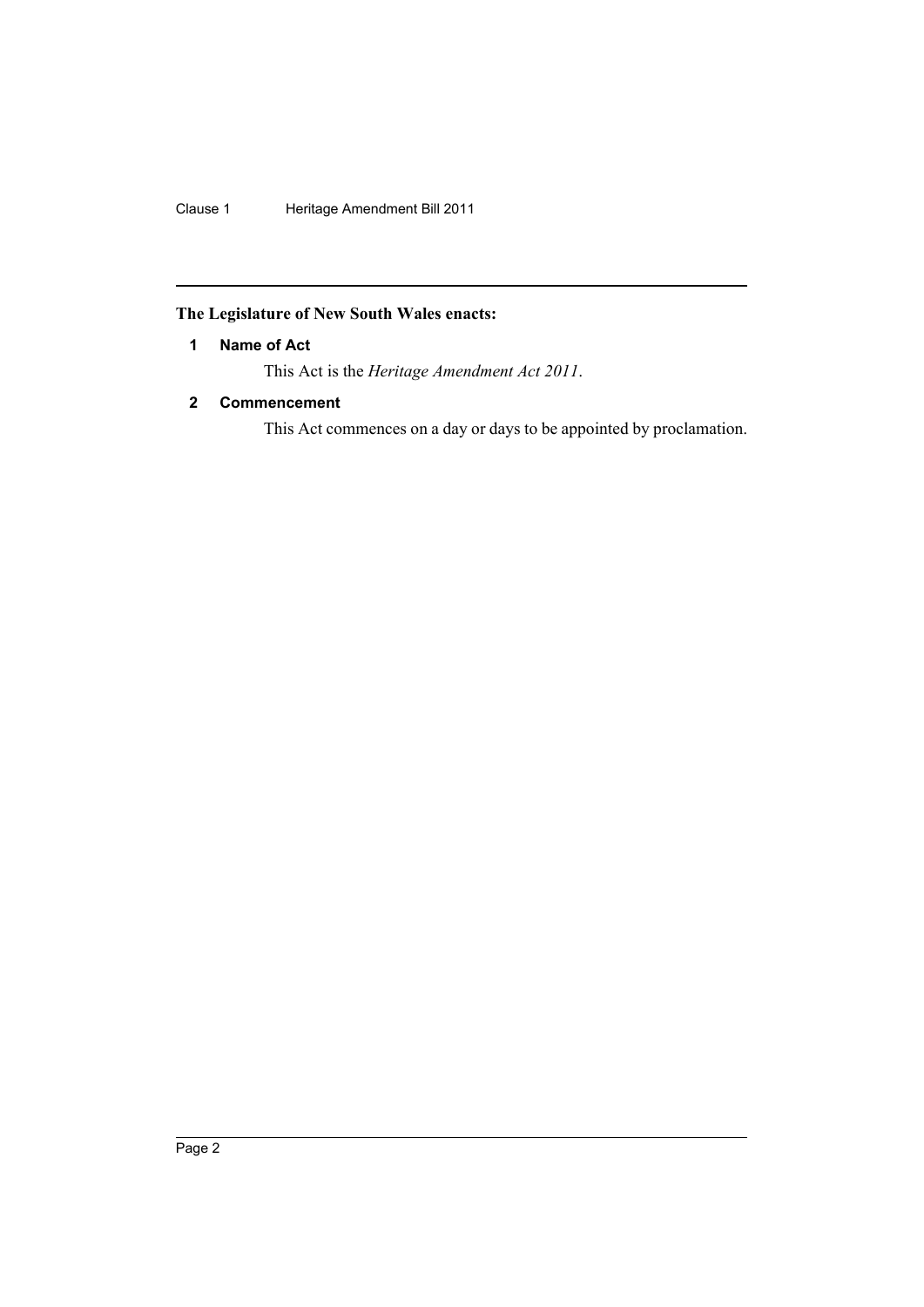**The Legislature of New South Wales enacts:**

### 1 Name of Act

This Act is the *Heritage Amendment Act 2011*.

### 2 Commencement

This Act commences on a day or days to be appointed by proclamation.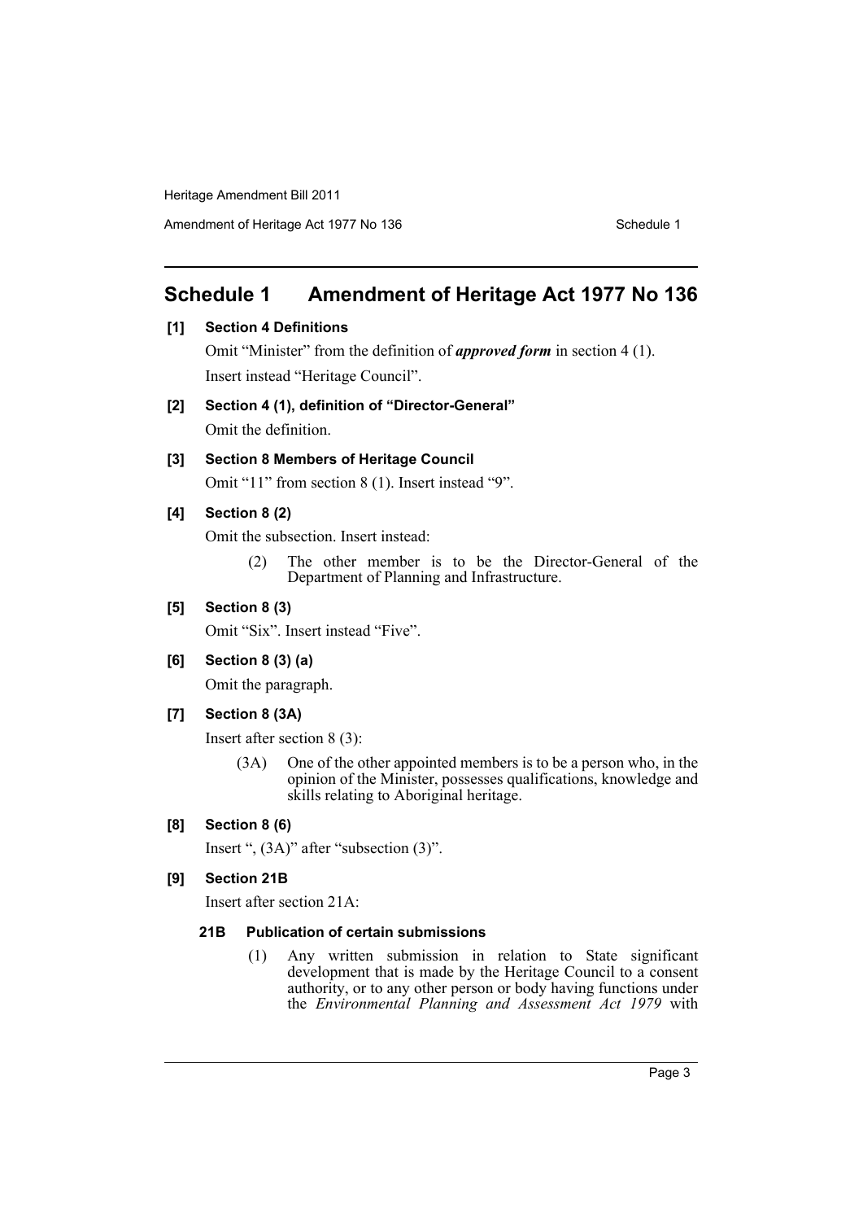# Schedule 1 Amendment of Heritage Act 1977 No 136

**[1] Section 4 Definitions**

Omit "Minister" from the definition of ***approved form*** in section 4 (1).

Insert instead "Heritage Council".

**[2] Section 4 (1), definition of "Director-General"**

Omit the definition.

**[3] Section 8 Members of Heritage Council**

Omit "11" from section 8 (1). Insert instead "9".

**[4] Section 8 (2)**

Omit the subsection. Insert instead:

> (2) The other member is to be the Director-General of the Department of Planning and Infrastructure.

**[5] Section 8 (3)**

Omit "Six". Insert instead "Five".

**[6] Section 8 (3) (a)**

Omit the paragraph.

**[7] Section 8 (3A)**

Insert after section 8 (3):

> (3A) One of the other appointed members is to be a person who, in the opinion of the Minister, possesses qualifications, knowledge and skills relating to Aboriginal heritage.

**[8] Section 8 (6)**

Insert ", (3A)" after "subsection (3)".

**[9] Section 21B**

Insert after section 21A:

> **21B Publication of certain submissions**
>
> (1) Any written submission in relation to State significant development that is made by the Heritage Council to a consent authority, or to any other person or body having functions under the *Environmental Planning and Assessment Act 1979* with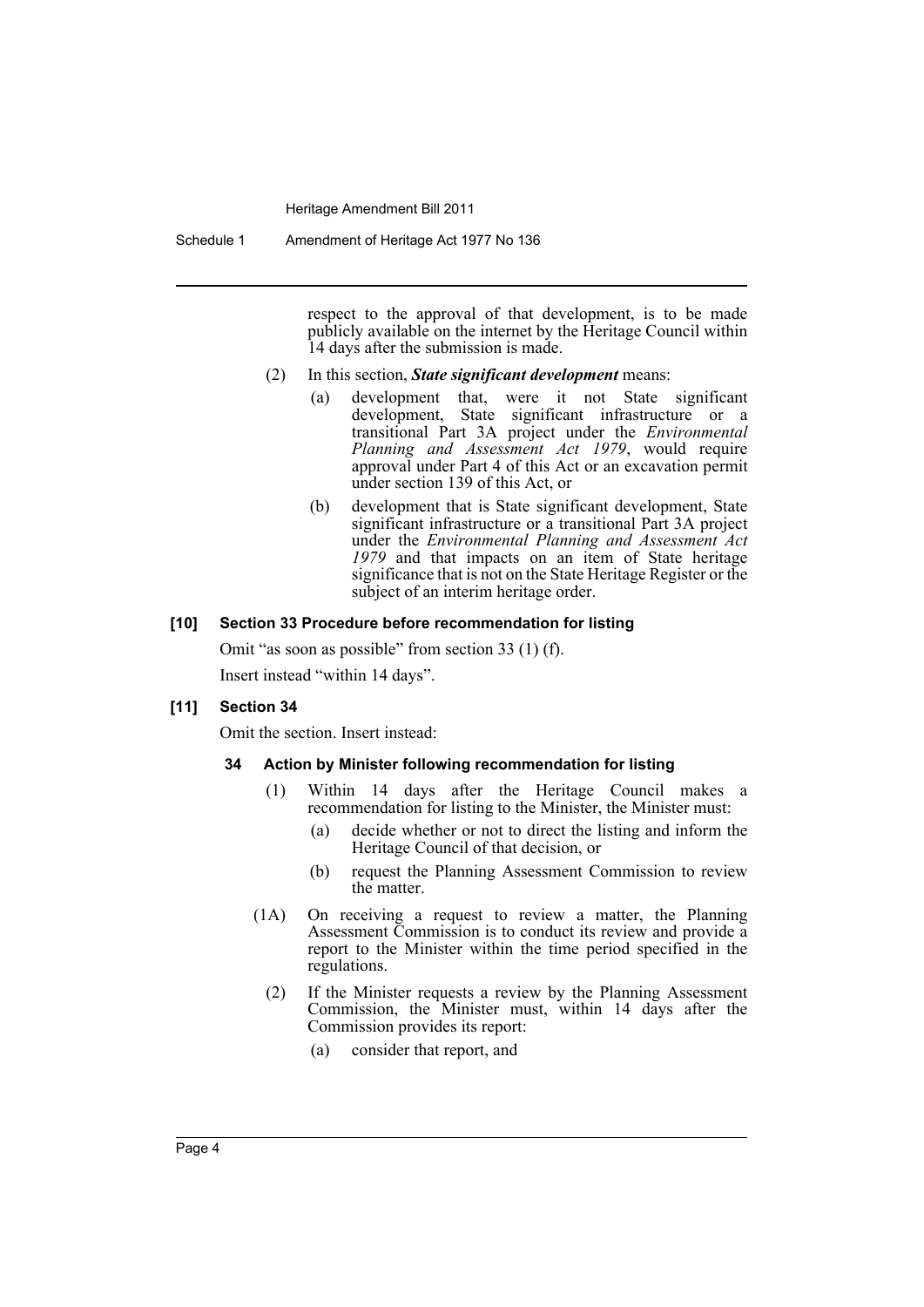respect to the approval of that development, is to be made publicly available on the internet by the Heritage Council within 14 days after the submission is made.

(2) In this section, ***State significant development*** means:

(a) development that, were it not State significant development, State significant infrastructure or a transitional Part 3A project under the *Environmental Planning and Assessment Act 1979*, would require approval under Part 4 of this Act or an excavation permit under section 139 of this Act, or

(b) development that is State significant development, State significant infrastructure or a transitional Part 3A project under the *Environmental Planning and Assessment Act 1979* and that impacts on an item of State heritage significance that is not on the State Heritage Register or the subject of an interim heritage order.

### [10] Section 33 Procedure before recommendation for listing

Omit "as soon as possible" from section 33 (1) (f).

Insert instead "within 14 days".

### [11] Section 34

Omit the section. Insert instead:

#### 34 Action by Minister following recommendation for listing

(1) Within 14 days after the Heritage Council makes a recommendation for listing to the Minister, the Minister must:

(a) decide whether or not to direct the listing and inform the Heritage Council of that decision, or

(b) request the Planning Assessment Commission to review the matter.

(1A) On receiving a request to review a matter, the Planning Assessment Commission is to conduct its review and provide a report to the Minister within the time period specified in the regulations.

(2) If the Minister requests a review by the Planning Assessment Commission, the Minister must, within 14 days after the Commission provides its report:

(a) consider that report, and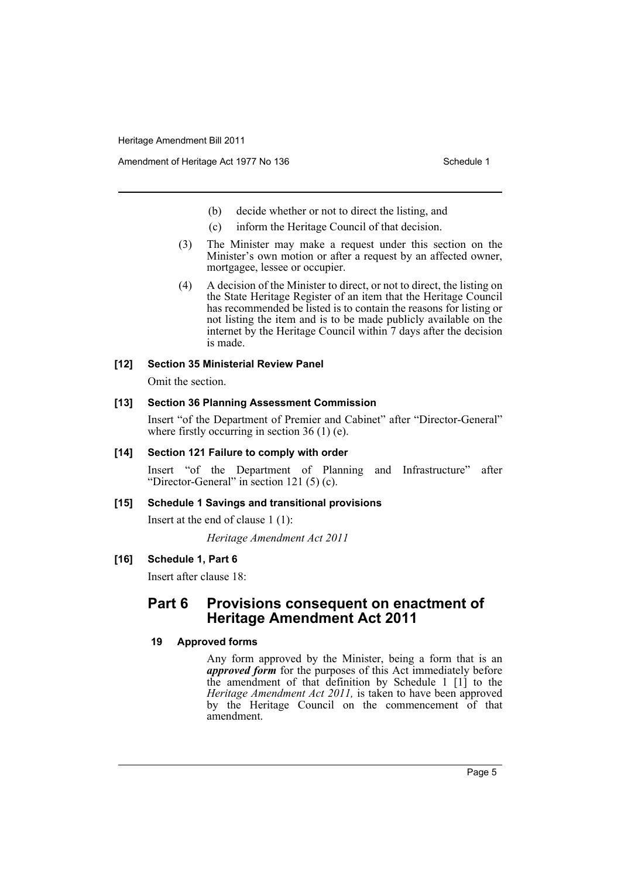(b) decide whether or not to direct the listing, and

(c) inform the Heritage Council of that decision.

(3) The Minister may make a request under this section on the Minister's own motion or after a request by an affected owner, mortgagee, lessee or occupier.

(4) A decision of the Minister to direct, or not to direct, the listing on the State Heritage Register of an item that the Heritage Council has recommended be listed is to contain the reasons for listing or not listing the item and is to be made publicly available on the internet by the Heritage Council within 7 days after the decision is made.

#### [12] Section 35 Ministerial Review Panel

Omit the section.

#### [13] Section 36 Planning Assessment Commission

Insert "of the Department of Premier and Cabinet" after "Director-General" where firstly occurring in section 36 (1) (e).

#### [14] Section 121 Failure to comply with order

Insert "of the Department of Planning and Infrastructure" after "Director-General" in section 121 (5) (c).

#### [15] Schedule 1 Savings and transitional provisions

Insert at the end of clause 1 (1):

*Heritage Amendment Act 2011*

#### [16] Schedule 1, Part 6

Insert after clause 18:

## Part 6 Provisions consequent on enactment of Heritage Amendment Act 2011

#### 19 Approved forms

Any form approved by the Minister, being a form that is an ***approved form*** for the purposes of this Act immediately before the amendment of that definition by Schedule 1 [1] to the *Heritage Amendment Act 2011,* is taken to have been approved by the Heritage Council on the commencement of that amendment.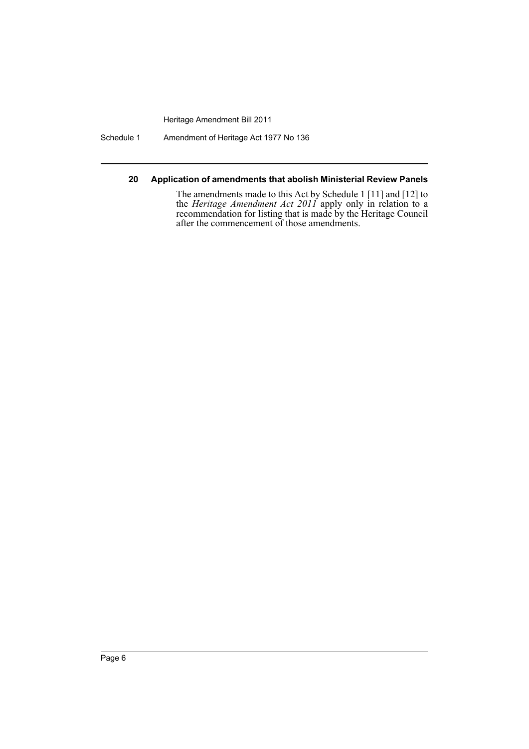### 20 Application of amendments that abolish Ministerial Review Panels

The amendments made to this Act by Schedule 1 [11] and [12] to the *Heritage Amendment Act 2011* apply only in relation to a recommendation for listing that is made by the Heritage Council after the commencement of those amendments.